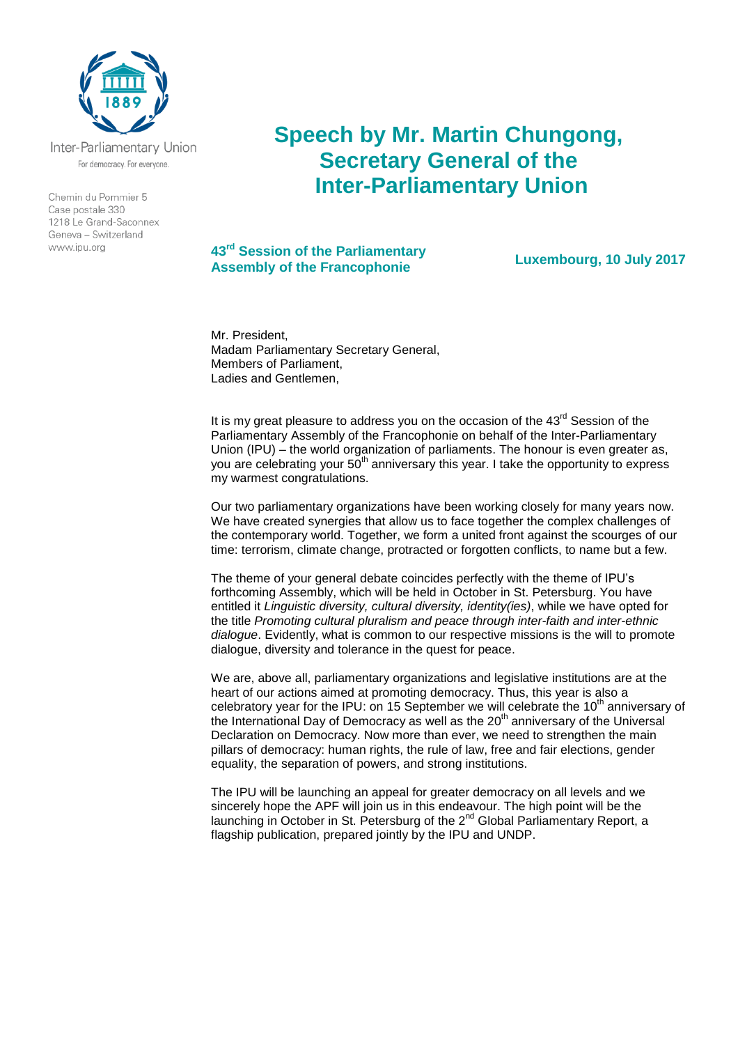Inter-Parliamentary Union
For democracy. For everyone.

Chemin du Pommier 5
Case postale 330
1218 Le Grand-Saconnex
Geneva – Switzerland
www.ipu.org

# Speech by Mr. Martin Chungong, Secretary General of the Inter-Parliamentary Union

**43rd Session of the Parliamentary Assembly of the Francophonie**

**Luxembourg, 10 July 2017**

Mr. President,
Madam Parliamentary Secretary General,
Members of Parliament,
Ladies and Gentlemen,

It is my great pleasure to address you on the occasion of the 43rd Session of the Parliamentary Assembly of the Francophonie on behalf of the Inter-Parliamentary Union (IPU) – the world organization of parliaments. The honour is even greater as, you are celebrating your 50th anniversary this year. I take the opportunity to express my warmest congratulations.

Our two parliamentary organizations have been working closely for many years now. We have created synergies that allow us to face together the complex challenges of the contemporary world. Together, we form a united front against the scourges of our time: terrorism, climate change, protracted or forgotten conflicts, to name but a few.

The theme of your general debate coincides perfectly with the theme of IPU's forthcoming Assembly, which will be held in October in St. Petersburg. You have entitled it *Linguistic diversity, cultural diversity, identity(ies)*, while we have opted for the title *Promoting cultural pluralism and peace through inter-faith and inter-ethnic dialogue*. Evidently, what is common to our respective missions is the will to promote dialogue, diversity and tolerance in the quest for peace.

We are, above all, parliamentary organizations and legislative institutions are at the heart of our actions aimed at promoting democracy. Thus, this year is also a celebratory year for the IPU: on 15 September we will celebrate the 10th anniversary of the International Day of Democracy as well as the 20th anniversary of the Universal Declaration on Democracy. Now more than ever, we need to strengthen the main pillars of democracy: human rights, the rule of law, free and fair elections, gender equality, the separation of powers, and strong institutions.

The IPU will be launching an appeal for greater democracy on all levels and we sincerely hope the APF will join us in this endeavour. The high point will be the launching in October in St. Petersburg of the 2nd Global Parliamentary Report, a flagship publication, prepared jointly by the IPU and UNDP.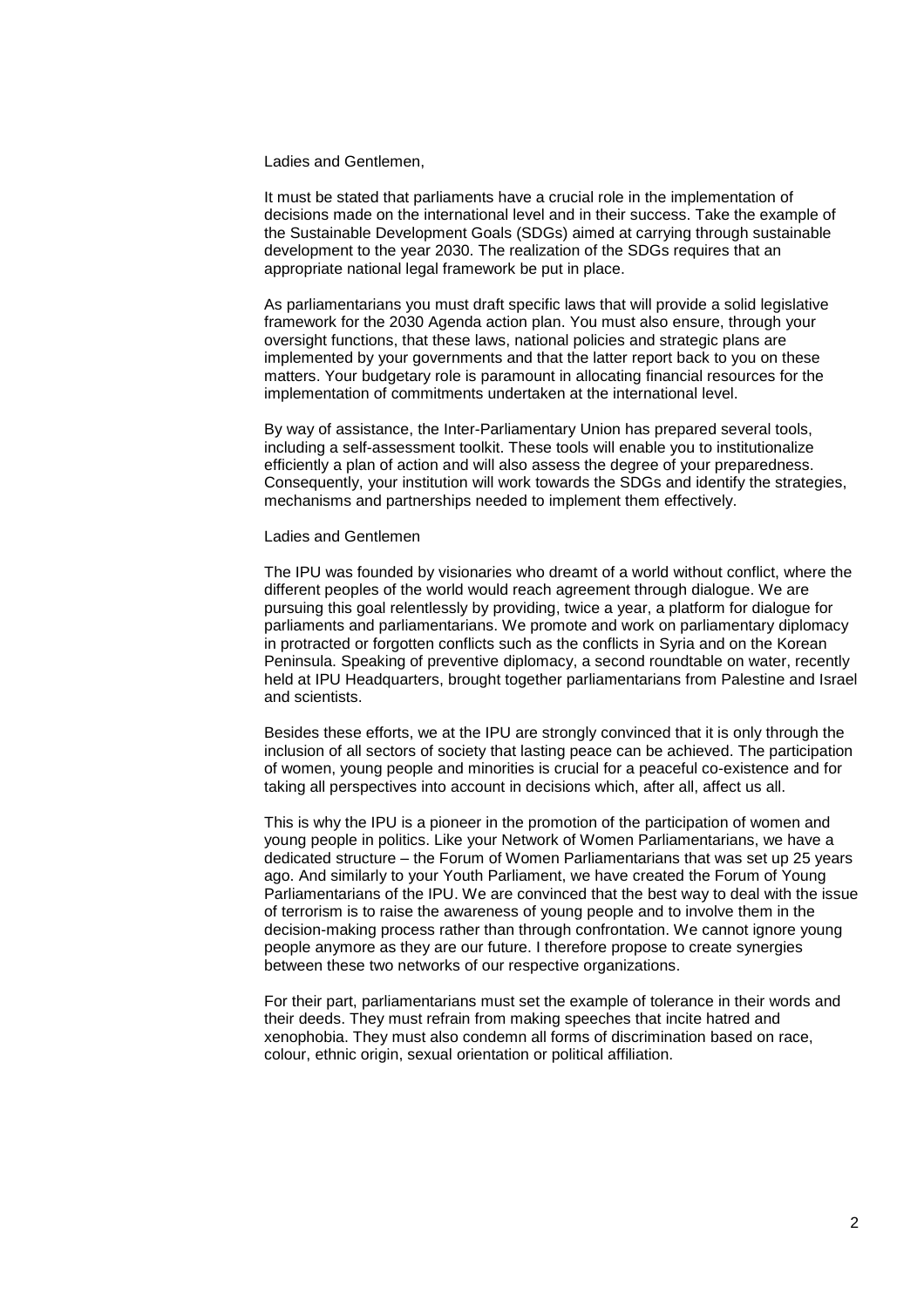Ladies and Gentlemen,

It must be stated that parliaments have a crucial role in the implementation of decisions made on the international level and in their success. Take the example of the Sustainable Development Goals (SDGs) aimed at carrying through sustainable development to the year 2030. The realization of the SDGs requires that an appropriate national legal framework be put in place.

As parliamentarians you must draft specific laws that will provide a solid legislative framework for the 2030 Agenda action plan. You must also ensure, through your oversight functions, that these laws, national policies and strategic plans are implemented by your governments and that the latter report back to you on these matters. Your budgetary role is paramount in allocating financial resources for the implementation of commitments undertaken at the international level.

By way of assistance, the Inter-Parliamentary Union has prepared several tools, including a self-assessment toolkit. These tools will enable you to institutionalize efficiently a plan of action and will also assess the degree of your preparedness. Consequently, your institution will work towards the SDGs and identify the strategies, mechanisms and partnerships needed to implement them effectively.

Ladies and Gentlemen

The IPU was founded by visionaries who dreamt of a world without conflict, where the different peoples of the world would reach agreement through dialogue. We are pursuing this goal relentlessly by providing, twice a year, a platform for dialogue for parliaments and parliamentarians. We promote and work on parliamentary diplomacy in protracted or forgotten conflicts such as the conflicts in Syria and on the Korean Peninsula. Speaking of preventive diplomacy, a second roundtable on water, recently held at IPU Headquarters, brought together parliamentarians from Palestine and Israel and scientists.

Besides these efforts, we at the IPU are strongly convinced that it is only through the inclusion of all sectors of society that lasting peace can be achieved. The participation of women, young people and minorities is crucial for a peaceful co-existence and for taking all perspectives into account in decisions which, after all, affect us all.

This is why the IPU is a pioneer in the promotion of the participation of women and young people in politics. Like your Network of Women Parliamentarians, we have a dedicated structure – the Forum of Women Parliamentarians that was set up 25 years ago. And similarly to your Youth Parliament, we have created the Forum of Young Parliamentarians of the IPU. We are convinced that the best way to deal with the issue of terrorism is to raise the awareness of young people and to involve them in the decision-making process rather than through confrontation. We cannot ignore young people anymore as they are our future. I therefore propose to create synergies between these two networks of our respective organizations.

For their part, parliamentarians must set the example of tolerance in their words and their deeds. They must refrain from making speeches that incite hatred and xenophobia. They must also condemn all forms of discrimination based on race, colour, ethnic origin, sexual orientation or political affiliation.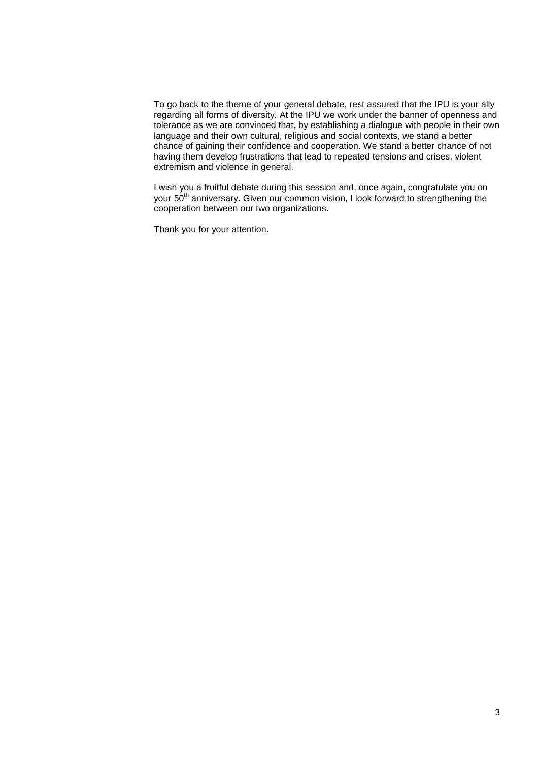To go back to the theme of your general debate, rest assured that the IPU is your ally regarding all forms of diversity. At the IPU we work under the banner of openness and tolerance as we are convinced that, by establishing a dialogue with people in their own language and their own cultural, religious and social contexts, we stand a better chance of gaining their confidence and cooperation. We stand a better chance of not having them develop frustrations that lead to repeated tensions and crises, violent extremism and violence in general.

I wish you a fruitful debate during this session and, once again, congratulate you on your 50th anniversary. Given our common vision, I look forward to strengthening the cooperation between our two organizations.

Thank you for your attention.